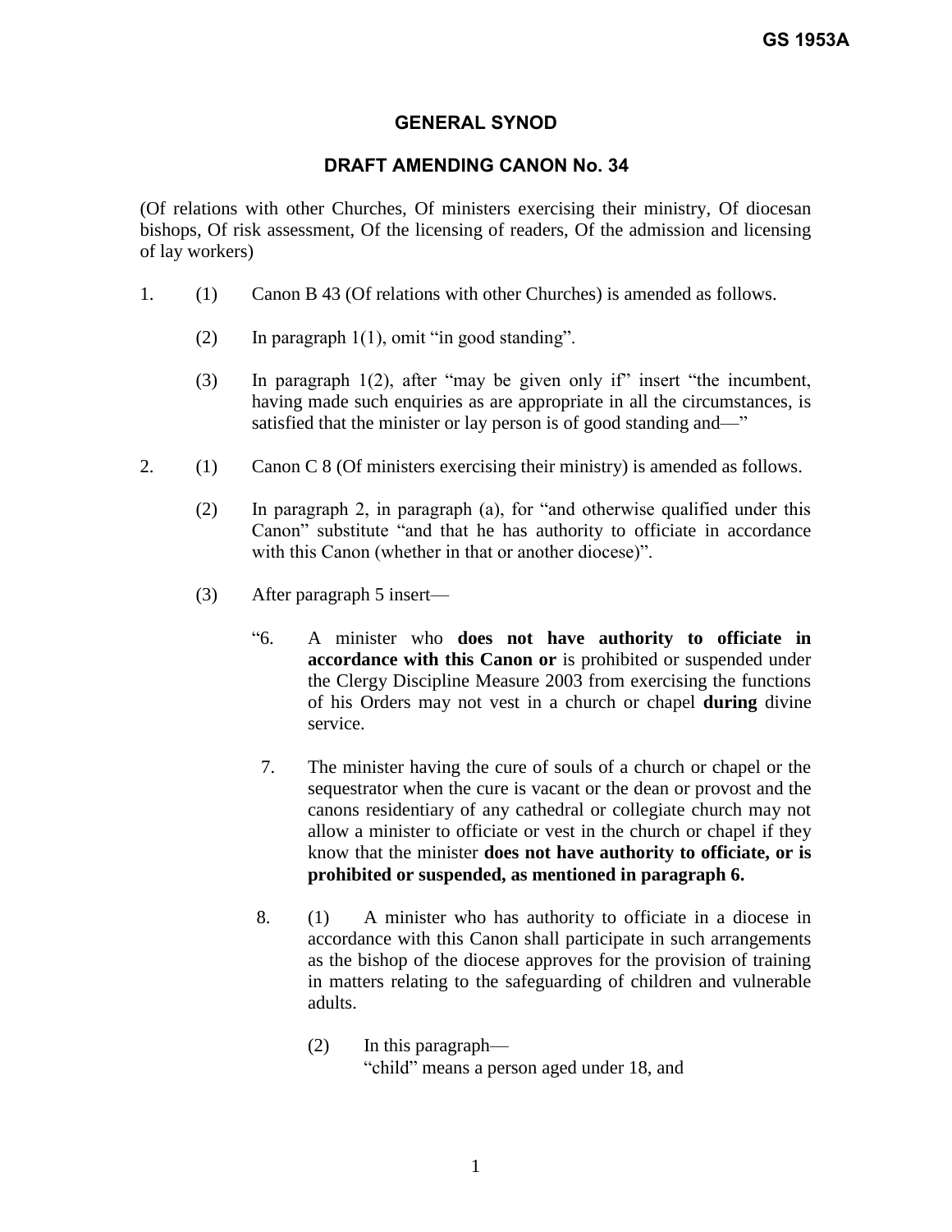GS 1953A

## GENERAL SYNOD

## DRAFT AMENDING CANON No. 34

(Of relations with other Churches, Of ministers exercising their ministry, Of diocesan bishops, Of risk assessment, Of the licensing of readers, Of the admission and licensing of lay workers)

1. (1) Canon B 43 (Of relations with other Churches) is amended as follows.

   (2) In paragraph 1(1), omit "in good standing".

   (3) In paragraph 1(2), after "may be given only if" insert "the incumbent, having made such enquiries as are appropriate in all the circumstances, is satisfied that the minister or lay person is of good standing and—"

2. (1) Canon C 8 (Of ministers exercising their ministry) is amended as follows.

   (2) In paragraph 2, in paragraph (a), for "and otherwise qualified under this Canon" substitute "and that he has authority to officiate in accordance with this Canon (whether in that or another diocese)".

   (3) After paragraph 5 insert—

   "6. A minister who **does not have authority to officiate in accordance with this Canon or** is prohibited or suspended under the Clergy Discipline Measure 2003 from exercising the functions of his Orders may not vest in a church or chapel **during** divine service.

   7. The minister having the cure of souls of a church or chapel or the sequestrator when the cure is vacant or the dean or provost and the canons residentiary of any cathedral or collegiate church may not allow a minister to officiate or vest in the church or chapel if they know that the minister **does not have authority to officiate, or is prohibited or suspended, as mentioned in paragraph 6.**

   8. (1) A minister who has authority to officiate in a diocese in accordance with this Canon shall participate in such arrangements as the bishop of the diocese approves for the provision of training in matters relating to the safeguarding of children and vulnerable adults.

      (2) In this paragraph—
      "child" means a person aged under 18, and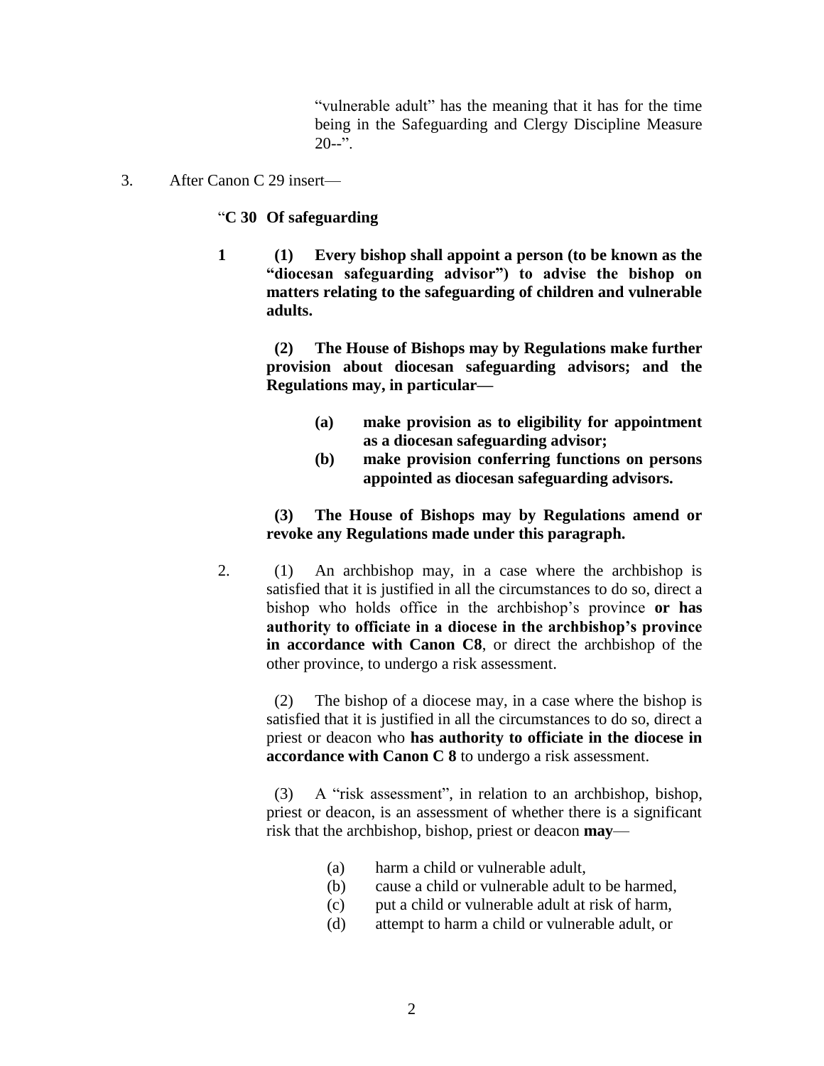"vulnerable adult" has the meaning that it has for the time being in the Safeguarding and Clergy Discipline Measure 20--".

3. After Canon C 29 insert—

"**C 30 Of safeguarding**

**1 (1) Every bishop shall appoint a person (to be known as the "diocesan safeguarding advisor") to advise the bishop on matters relating to the safeguarding of children and vulnerable adults.**

**(2) The House of Bishops may by Regulations make further provision about diocesan safeguarding advisors; and the Regulations may, in particular—**

**(a) make provision as to eligibility for appointment as a diocesan safeguarding advisor;**

**(b) make provision conferring functions on persons appointed as diocesan safeguarding advisors.**

**(3) The House of Bishops may by Regulations amend or revoke any Regulations made under this paragraph.**

2. (1) An archbishop may, in a case where the archbishop is satisfied that it is justified in all the circumstances to do so, direct a bishop who holds office in the archbishop's province **or has authority to officiate in a diocese in the archbishop's province in accordance with Canon C8**, or direct the archbishop of the other province, to undergo a risk assessment.

(2) The bishop of a diocese may, in a case where the bishop is satisfied that it is justified in all the circumstances to do so, direct a priest or deacon who **has authority to officiate in the diocese in accordance with Canon C 8** to undergo a risk assessment.

(3) A "risk assessment", in relation to an archbishop, bishop, priest or deacon, is an assessment of whether there is a significant risk that the archbishop, bishop, priest or deacon **may**—

(a) harm a child or vulnerable adult,

(b) cause a child or vulnerable adult to be harmed,

(c) put a child or vulnerable adult at risk of harm,

(d) attempt to harm a child or vulnerable adult, or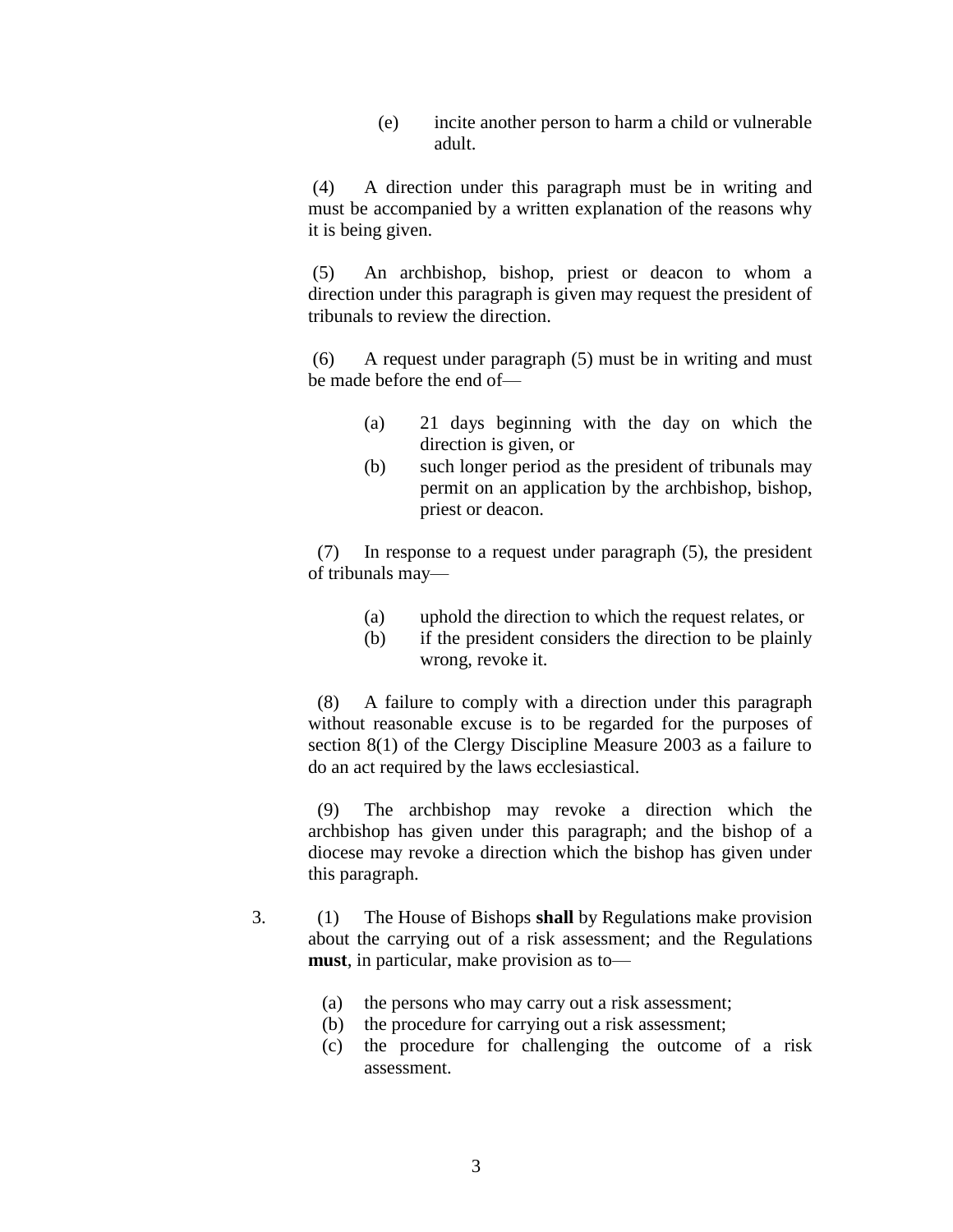(e) incite another person to harm a child or vulnerable adult.

(4) A direction under this paragraph must be in writing and must be accompanied by a written explanation of the reasons why it is being given.

(5) An archbishop, bishop, priest or deacon to whom a direction under this paragraph is given may request the president of tribunals to review the direction.

(6) A request under paragraph (5) must be in writing and must be made before the end of—

(a) 21 days beginning with the day on which the direction is given, or
(b) such longer period as the president of tribunals may permit on an application by the archbishop, bishop, priest or deacon.

(7) In response to a request under paragraph (5), the president of tribunals may—

(a) uphold the direction to which the request relates, or
(b) if the president considers the direction to be plainly wrong, revoke it.

(8) A failure to comply with a direction under this paragraph without reasonable excuse is to be regarded for the purposes of section 8(1) of the Clergy Discipline Measure 2003 as a failure to do an act required by the laws ecclesiastical.

(9) The archbishop may revoke a direction which the archbishop has given under this paragraph; and the bishop of a diocese may revoke a direction which the bishop has given under this paragraph.

3. (1) The House of Bishops **shall** by Regulations make provision about the carrying out of a risk assessment; and the Regulations **must**, in particular, make provision as to—

(a) the persons who may carry out a risk assessment;
(b) the procedure for carrying out a risk assessment;
(c) the procedure for challenging the outcome of a risk assessment.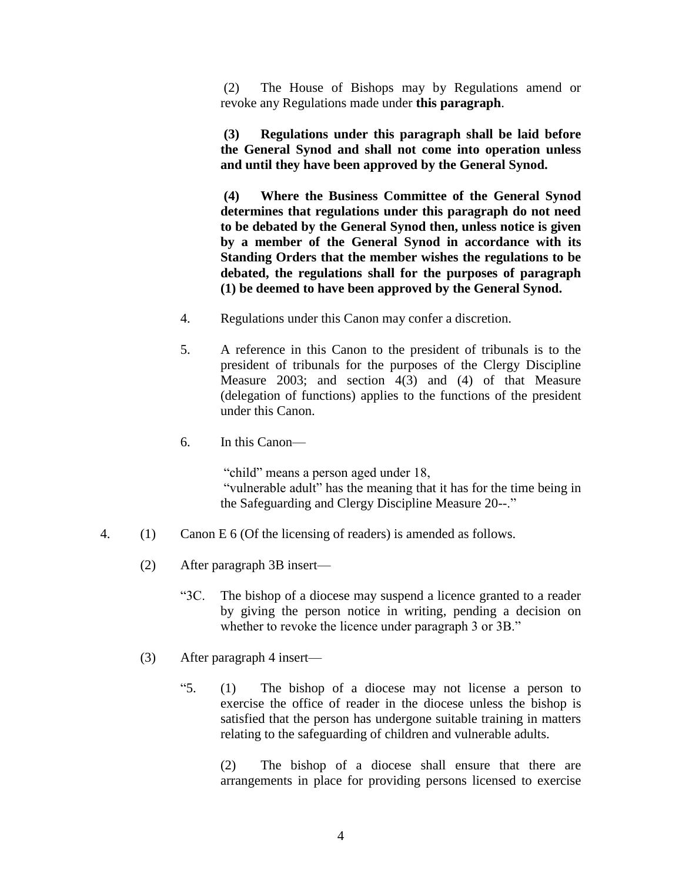(2) The House of Bishops may by Regulations amend or revoke any Regulations made under **this paragraph**.

**(3) Regulations under this paragraph shall be laid before the General Synod and shall not come into operation unless and until they have been approved by the General Synod.**

**(4) Where the Business Committee of the General Synod determines that regulations under this paragraph do not need to be debated by the General Synod then, unless notice is given by a member of the General Synod in accordance with its Standing Orders that the member wishes the regulations to be debated, the regulations shall for the purposes of paragraph (1) be deemed to have been approved by the General Synod.**

4. Regulations under this Canon may confer a discretion.

5. A reference in this Canon to the president of tribunals is to the president of tribunals for the purposes of the Clergy Discipline Measure 2003; and section 4(3) and (4) of that Measure (delegation of functions) applies to the functions of the president under this Canon.

6. In this Canon—

"child" means a person aged under 18,
"vulnerable adult" has the meaning that it has for the time being in the Safeguarding and Clergy Discipline Measure 20--."

4. (1) Canon E 6 (Of the licensing of readers) is amended as follows.

(2) After paragraph 3B insert—

"3C. The bishop of a diocese may suspend a licence granted to a reader by giving the person notice in writing, pending a decision on whether to revoke the licence under paragraph 3 or 3B."

(3) After paragraph 4 insert—

"5. (1) The bishop of a diocese may not license a person to exercise the office of reader in the diocese unless the bishop is satisfied that the person has undergone suitable training in matters relating to the safeguarding of children and vulnerable adults.

(2) The bishop of a diocese shall ensure that there are arrangements in place for providing persons licensed to exercise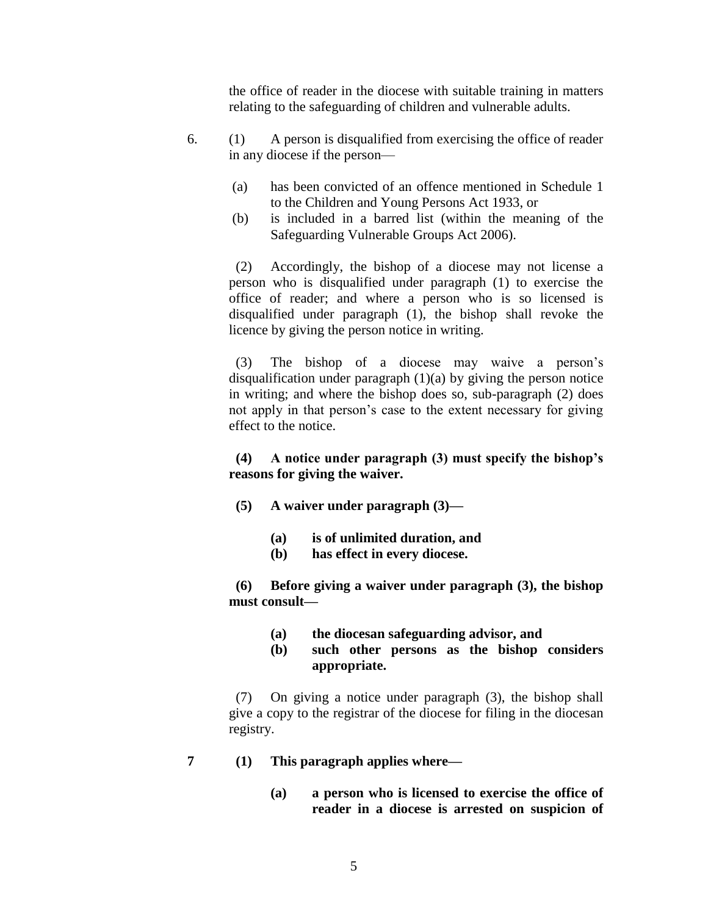the office of reader in the diocese with suitable training in matters relating to the safeguarding of children and vulnerable adults.

6. (1) A person is disqualified from exercising the office of reader in any diocese if the person—

(a) has been convicted of an offence mentioned in Schedule 1 to the Children and Young Persons Act 1933, or

(b) is included in a barred list (within the meaning of the Safeguarding Vulnerable Groups Act 2006).

(2) Accordingly, the bishop of a diocese may not license a person who is disqualified under paragraph (1) to exercise the office of reader; and where a person who is so licensed is disqualified under paragraph (1), the bishop shall revoke the licence by giving the person notice in writing.

(3) The bishop of a diocese may waive a person's disqualification under paragraph (1)(a) by giving the person notice in writing; and where the bishop does so, sub-paragraph (2) does not apply in that person's case to the extent necessary for giving effect to the notice.

**(4) A notice under paragraph (3) must specify the bishop's reasons for giving the waiver.**

**(5) A waiver under paragraph (3)—**

**(a) is of unlimited duration, and**

**(b) has effect in every diocese.**

**(6) Before giving a waiver under paragraph (3), the bishop must consult—**

**(a) the diocesan safeguarding advisor, and**

**(b) such other persons as the bishop considers appropriate.**

(7) On giving a notice under paragraph (3), the bishop shall give a copy to the registrar of the diocese for filing in the diocesan registry.

**7 (1) This paragraph applies where—**

**(a) a person who is licensed to exercise the office of reader in a diocese is arrested on suspicion of**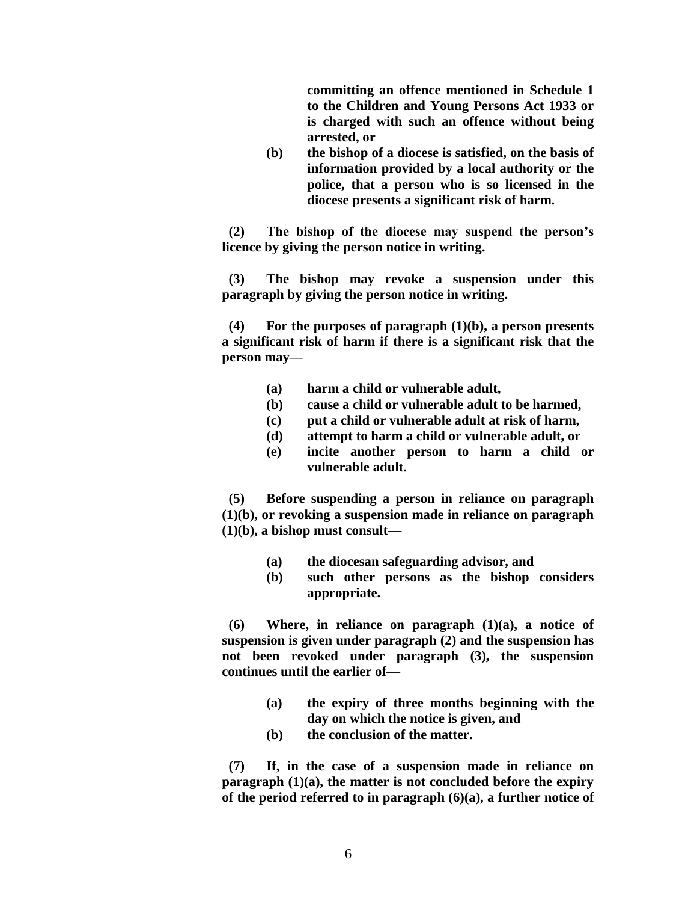**committing an offence mentioned in Schedule 1 to the Children and Young Persons Act 1933 or is charged with such an offence without being arrested, or**

**(b) the bishop of a diocese is satisfied, on the basis of information provided by a local authority or the police, that a person who is so licensed in the diocese presents a significant risk of harm.**

**(2) The bishop of the diocese may suspend the person's licence by giving the person notice in writing.**

**(3) The bishop may revoke a suspension under this paragraph by giving the person notice in writing.**

**(4) For the purposes of paragraph (1)(b), a person presents a significant risk of harm if there is a significant risk that the person may—**

**(a) harm a child or vulnerable adult,**
**(b) cause a child or vulnerable adult to be harmed,**
**(c) put a child or vulnerable adult at risk of harm,**
**(d) attempt to harm a child or vulnerable adult, or**
**(e) incite another person to harm a child or vulnerable adult.**

**(5) Before suspending a person in reliance on paragraph (1)(b), or revoking a suspension made in reliance on paragraph (1)(b), a bishop must consult—**

**(a) the diocesan safeguarding advisor, and**
**(b) such other persons as the bishop considers appropriate.**

**(6) Where, in reliance on paragraph (1)(a), a notice of suspension is given under paragraph (2) and the suspension has not been revoked under paragraph (3), the suspension continues until the earlier of—**

**(a) the expiry of three months beginning with the day on which the notice is given, and**
**(b) the conclusion of the matter.**

**(7) If, in the case of a suspension made in reliance on paragraph (1)(a), the matter is not concluded before the expiry of the period referred to in paragraph (6)(a), a further notice of**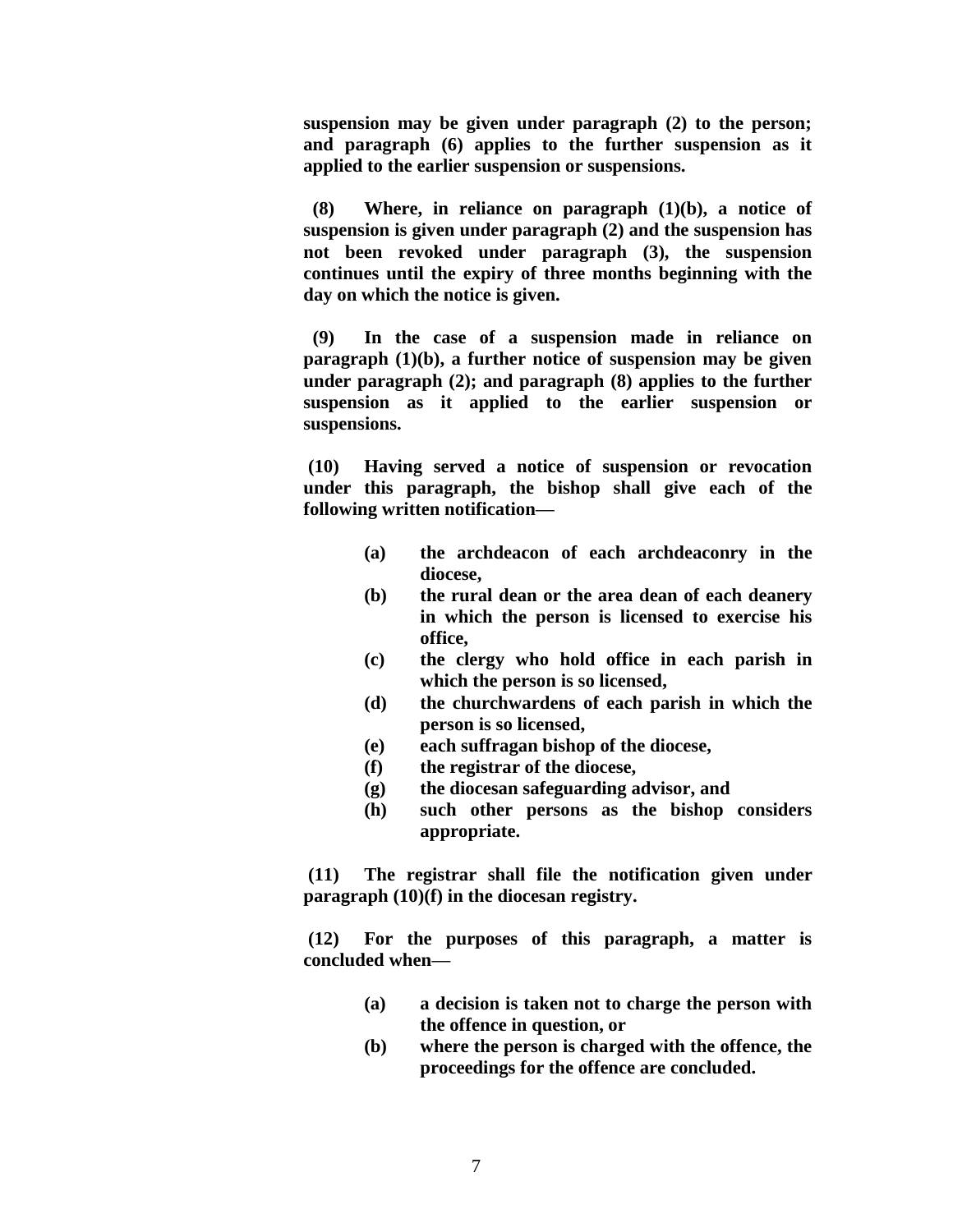**suspension may be given under paragraph (2) to the person; and paragraph (6) applies to the further suspension as it applied to the earlier suspension or suspensions.**

**(8) Where, in reliance on paragraph (1)(b), a notice of suspension is given under paragraph (2) and the suspension has not been revoked under paragraph (3), the suspension continues until the expiry of three months beginning with the day on which the notice is given.**

**(9) In the case of a suspension made in reliance on paragraph (1)(b), a further notice of suspension may be given under paragraph (2); and paragraph (8) applies to the further suspension as it applied to the earlier suspension or suspensions.**

**(10) Having served a notice of suspension or revocation under this paragraph, the bishop shall give each of the following written notification—**

- **(a) the archdeacon of each archdeaconry in the diocese,**
- **(b) the rural dean or the area dean of each deanery in which the person is licensed to exercise his office,**
- **(c) the clergy who hold office in each parish in which the person is so licensed,**
- **(d) the churchwardens of each parish in which the person is so licensed,**
- **(e) each suffragan bishop of the diocese,**
- **(f) the registrar of the diocese,**
- **(g) the diocesan safeguarding advisor, and**
- **(h) such other persons as the bishop considers appropriate.**

**(11) The registrar shall file the notification given under paragraph (10)(f) in the diocesan registry.**

**(12) For the purposes of this paragraph, a matter is concluded when—**

- **(a) a decision is taken not to charge the person with the offence in question, or**
- **(b) where the person is charged with the offence, the proceedings for the offence are concluded.**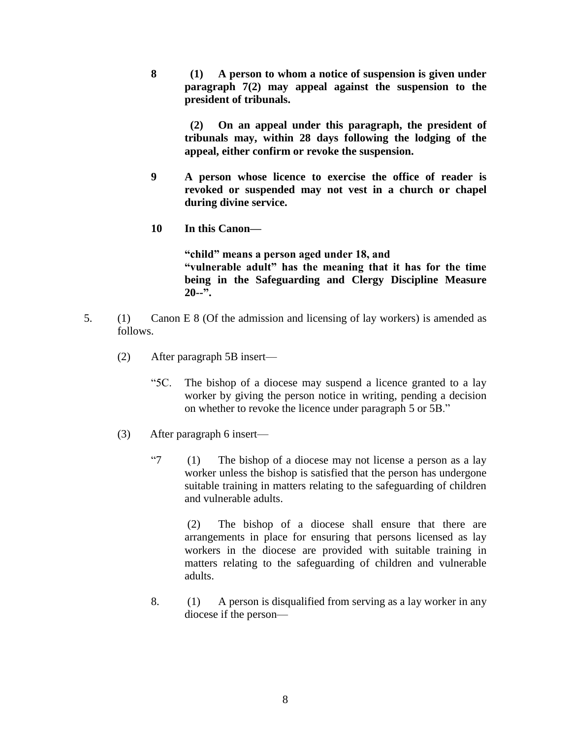**8 (1) A person to whom a notice of suspension is given under paragraph 7(2) may appeal against the suspension to the president of tribunals.**

**(2) On an appeal under this paragraph, the president of tribunals may, within 28 days following the lodging of the appeal, either confirm or revoke the suspension.**

**9 A person whose licence to exercise the office of reader is revoked or suspended may not vest in a church or chapel during divine service.**

**10 In this Canon—**

**"child" means a person aged under 18, and**
**"vulnerable adult" has the meaning that it has for the time being in the Safeguarding and Clergy Discipline Measure 20--".**

5. (1) Canon E 8 (Of the admission and licensing of lay workers) is amended as follows.

(2) After paragraph 5B insert—

"5C. The bishop of a diocese may suspend a licence granted to a lay worker by giving the person notice in writing, pending a decision on whether to revoke the licence under paragraph 5 or 5B."

(3) After paragraph 6 insert—

"7 (1) The bishop of a diocese may not license a person as a lay worker unless the bishop is satisfied that the person has undergone suitable training in matters relating to the safeguarding of children and vulnerable adults.

(2) The bishop of a diocese shall ensure that there are arrangements in place for ensuring that persons licensed as lay workers in the diocese are provided with suitable training in matters relating to the safeguarding of children and vulnerable adults.

8. (1) A person is disqualified from serving as a lay worker in any diocese if the person—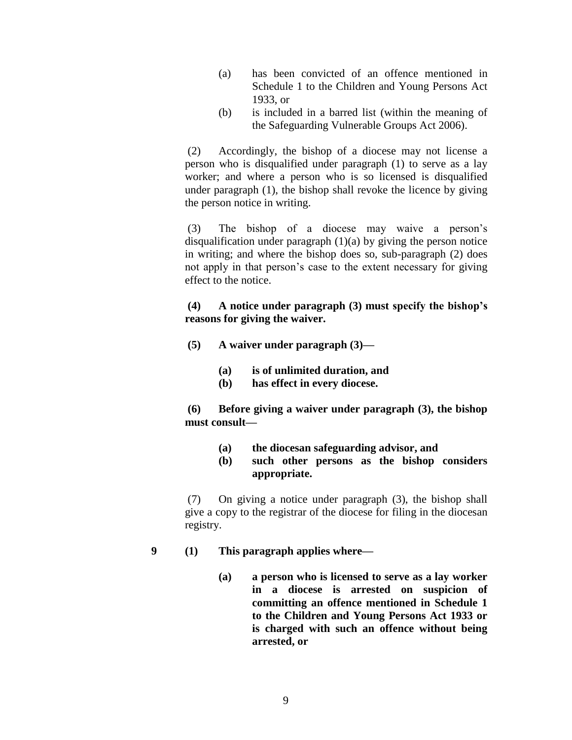(a) has been convicted of an offence mentioned in Schedule 1 to the Children and Young Persons Act 1933, or

(b) is included in a barred list (within the meaning of the Safeguarding Vulnerable Groups Act 2006).

(2) Accordingly, the bishop of a diocese may not license a person who is disqualified under paragraph (1) to serve as a lay worker; and where a person who is so licensed is disqualified under paragraph (1), the bishop shall revoke the licence by giving the person notice in writing.

(3) The bishop of a diocese may waive a person's disqualification under paragraph (1)(a) by giving the person notice in writing; and where the bishop does so, sub-paragraph (2) does not apply in that person's case to the extent necessary for giving effect to the notice.

**(4) A notice under paragraph (3) must specify the bishop's reasons for giving the waiver.**

**(5) A waiver under paragraph (3)—**

**(a) is of unlimited duration, and**

**(b) has effect in every diocese.**

**(6) Before giving a waiver under paragraph (3), the bishop must consult—**

**(a) the diocesan safeguarding advisor, and**

**(b) such other persons as the bishop considers appropriate.**

(7) On giving a notice under paragraph (3), the bishop shall give a copy to the registrar of the diocese for filing in the diocesan registry.

**9 (1) This paragraph applies where—**

**(a) a person who is licensed to serve as a lay worker in a diocese is arrested on suspicion of committing an offence mentioned in Schedule 1 to the Children and Young Persons Act 1933 or is charged with such an offence without being arrested, or**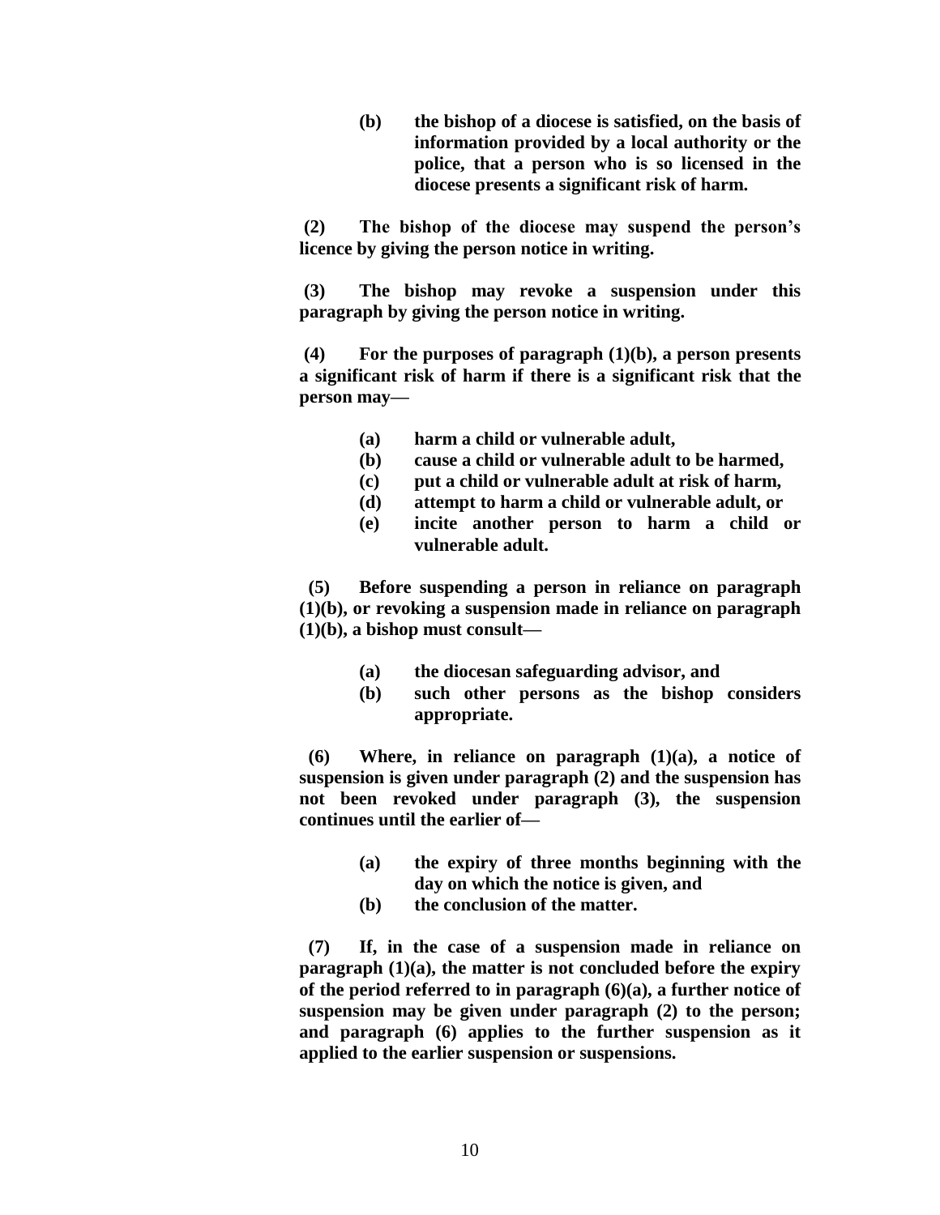**(b) the bishop of a diocese is satisfied, on the basis of information provided by a local authority or the police, that a person who is so licensed in the diocese presents a significant risk of harm.**

**(2) The bishop of the diocese may suspend the person's licence by giving the person notice in writing.**

**(3) The bishop may revoke a suspension under this paragraph by giving the person notice in writing.**

**(4) For the purposes of paragraph (1)(b), a person presents a significant risk of harm if there is a significant risk that the person may—**

- **(a) harm a child or vulnerable adult,**
- **(b) cause a child or vulnerable adult to be harmed,**
- **(c) put a child or vulnerable adult at risk of harm,**
- **(d) attempt to harm a child or vulnerable adult, or**
- **(e) incite another person to harm a child or vulnerable adult.**

**(5) Before suspending a person in reliance on paragraph (1)(b), or revoking a suspension made in reliance on paragraph (1)(b), a bishop must consult—**

- **(a) the diocesan safeguarding advisor, and**
- **(b) such other persons as the bishop considers appropriate.**

**(6) Where, in reliance on paragraph (1)(a), a notice of suspension is given under paragraph (2) and the suspension has not been revoked under paragraph (3), the suspension continues until the earlier of—**

- **(a) the expiry of three months beginning with the day on which the notice is given, and**
- **(b) the conclusion of the matter.**

**(7) If, in the case of a suspension made in reliance on paragraph (1)(a), the matter is not concluded before the expiry of the period referred to in paragraph (6)(a), a further notice of suspension may be given under paragraph (2) to the person; and paragraph (6) applies to the further suspension as it applied to the earlier suspension or suspensions.**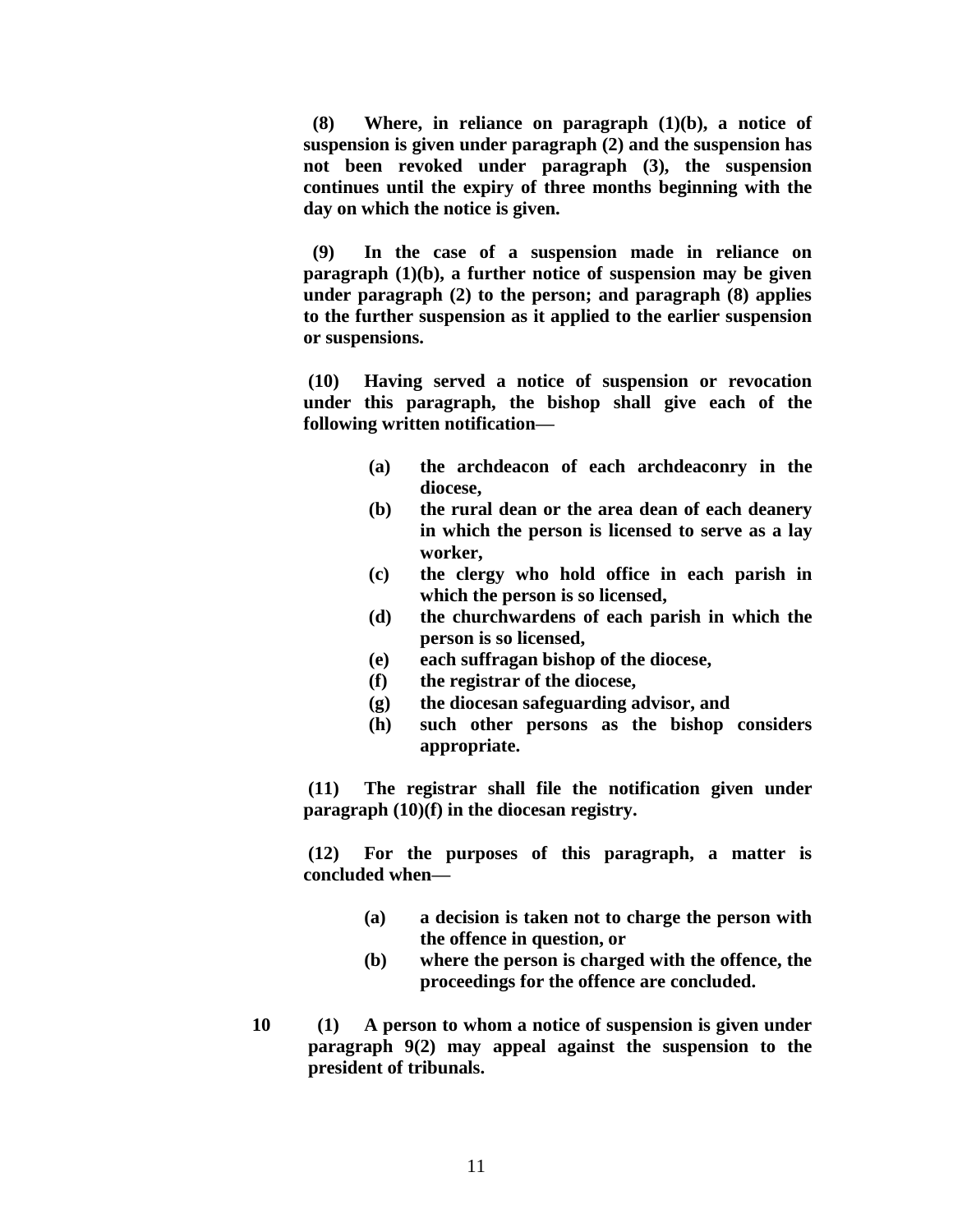**(8) Where, in reliance on paragraph (1)(b), a notice of suspension is given under paragraph (2) and the suspension has not been revoked under paragraph (3), the suspension continues until the expiry of three months beginning with the day on which the notice is given.**

**(9) In the case of a suspension made in reliance on paragraph (1)(b), a further notice of suspension may be given under paragraph (2) to the person; and paragraph (8) applies to the further suspension as it applied to the earlier suspension or suspensions.**

**(10) Having served a notice of suspension or revocation under this paragraph, the bishop shall give each of the following written notification—**

> **(a) the archdeacon of each archdeaconry in the diocese,**
> **(b) the rural dean or the area dean of each deanery in which the person is licensed to serve as a lay worker,**
> **(c) the clergy who hold office in each parish in which the person is so licensed,**
> **(d) the churchwardens of each parish in which the person is so licensed,**
> **(e) each suffragan bishop of the diocese,**
> **(f) the registrar of the diocese,**
> **(g) the diocesan safeguarding advisor, and**
> **(h) such other persons as the bishop considers appropriate.**

**(11) The registrar shall file the notification given under paragraph (10)(f) in the diocesan registry.**

**(12) For the purposes of this paragraph, a matter is concluded when—**

> **(a) a decision is taken not to charge the person with the offence in question, or**
> **(b) where the person is charged with the offence, the proceedings for the offence are concluded.**

**10 (1) A person to whom a notice of suspension is given under paragraph 9(2) may appeal against the suspension to the president of tribunals.**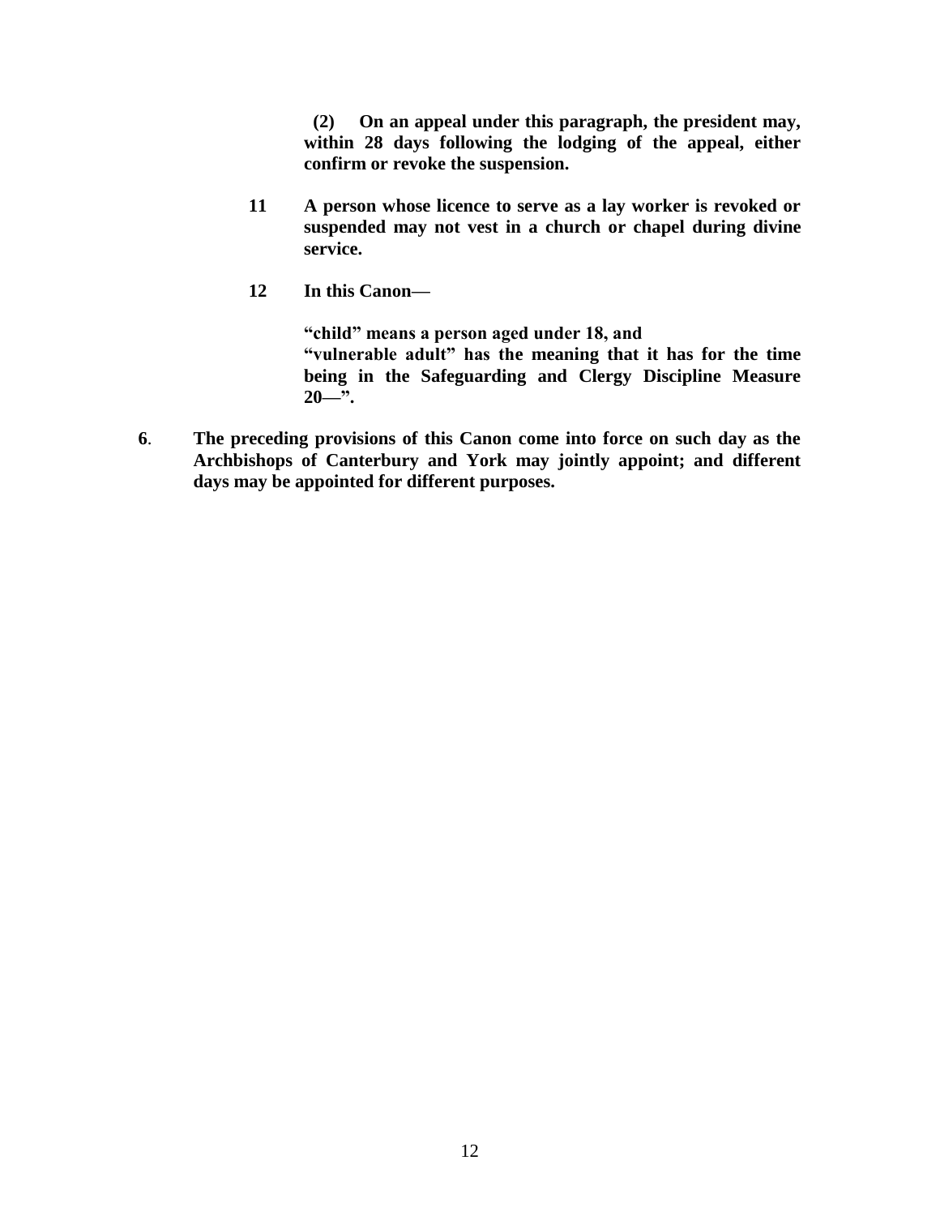**(2) On an appeal under this paragraph, the president may, within 28 days following the lodging of the appeal, either confirm or revoke the suspension.**

**11 A person whose licence to serve as a lay worker is revoked or suspended may not vest in a church or chapel during divine service.**

**12 In this Canon—**

**"child" means a person aged under 18, and**
**"vulnerable adult" has the meaning that it has for the time being in the Safeguarding and Clergy Discipline Measure 20—".**

**6. The preceding provisions of this Canon come into force on such day as the Archbishops of Canterbury and York may jointly appoint; and different days may be appointed for different purposes.**